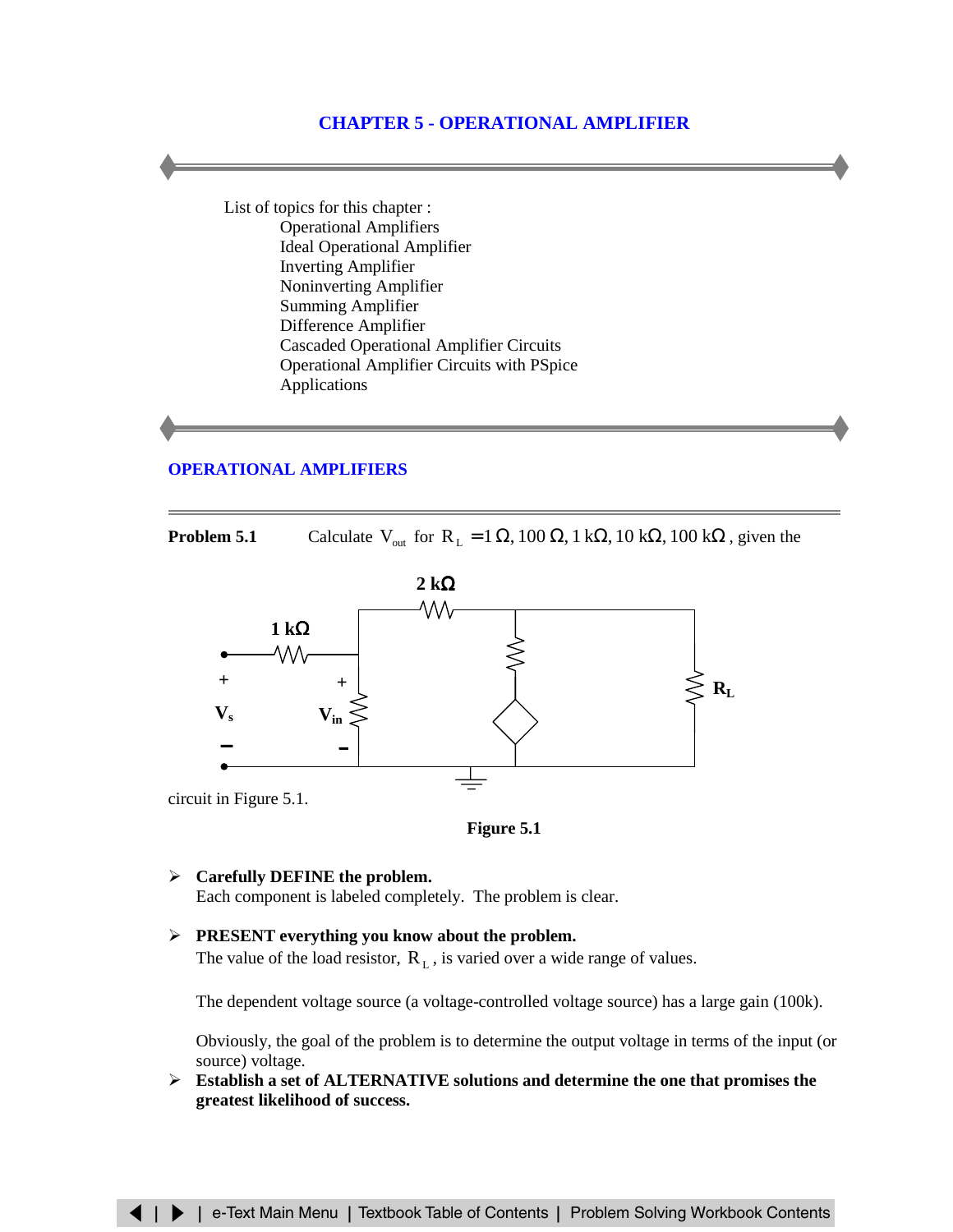# CHAPTER 5 - OPERATIONAL AMPLIFIER

List of topics for this chapter :

- Operational Amplifiers
- Ideal Operational Amplifier
- Inverting Amplifier
- Noninverting Amplifier
- Summing Amplifier
- Difference Amplifier
- Cascaded Operational Amplifier Circuits
- Operational Amplifier Circuits with PSpice
- Applications

## OPERATIONAL AMPLIFIERS

**Problem 5.1** Calculate $V_{out}$ for $R_L = 1\,\Omega$, $100\,\Omega$, $1\,k\Omega$, $10\,k\Omega$, $100\,k\Omega$, given the circuit in Figure 5.1.

**Figure 5.1**

- **Carefully DEFINE the problem.**
  Each component is labeled completely. The problem is clear.

- **PRESENT everything you know about the problem.**
  The value of the load resistor, $R_L$, is varied over a wide range of values.

  The dependent voltage source (a voltage-controlled voltage source) has a large gain (100k).

  Obviously, the goal of the problem is to determine the output voltage in terms of the input (or source) voltage.

- **Establish a set of ALTERNATIVE solutions and determine the one that promises the greatest likelihood of success.**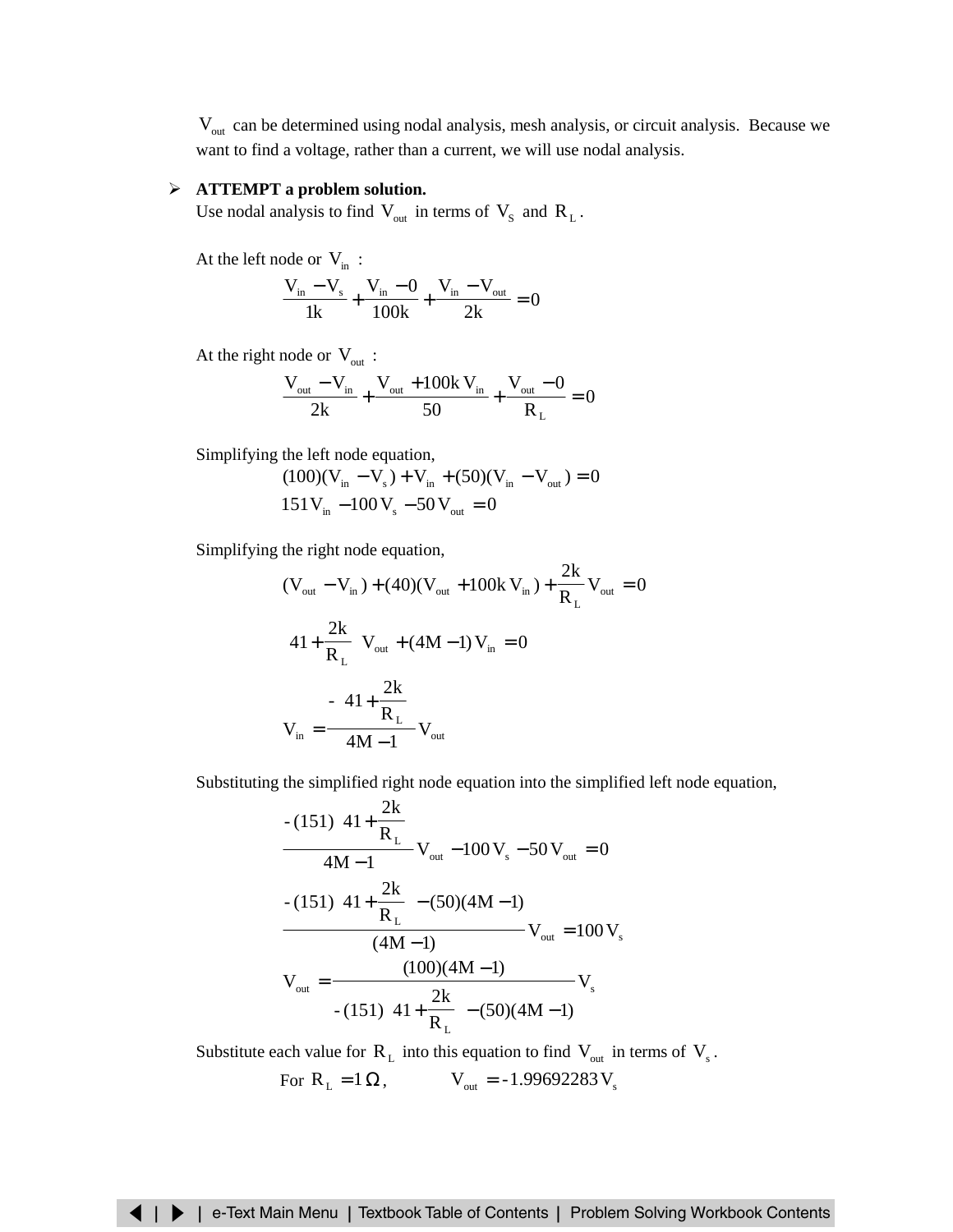$V_{out}$ can be determined using nodal analysis, mesh analysis, or circuit analysis. Because we want to find a voltage, rather than a current, we will use nodal analysis.

- **ATTEMPT a problem solution.**

  Use nodal analysis to find $V_{out}$ in terms of $V_S$ and $R_L$.

  At the left node or $V_{in}$ :

$$\frac{V_{in} - V_s}{1k} + \frac{V_{in} - 0}{100k} + \frac{V_{in} - V_{out}}{2k} = 0$$

  At the right node or $V_{out}$ :

$$\frac{V_{out} - V_{in}}{2k} + \frac{V_{out} + 100k\,V_{in}}{50} + \frac{V_{out} - 0}{R_L} = 0$$

  Simplifying the left node equation,

$$(100)(V_{in} - V_s) + V_{in} + (50)(V_{in} - V_{out}) = 0$$

$$151\,V_{in} - 100\,V_s - 50\,V_{out} = 0$$

  Simplifying the right node equation,

$$(V_{out} - V_{in}) + (40)(V_{out} + 100k\,V_{in}) + \frac{2k}{R_L}V_{out} = 0$$

$$\left(41 + \frac{2k}{R_L}\right)V_{out} + (4M - 1)\,V_{in} = 0$$

$$V_{in} = \frac{-\left(41 + \frac{2k}{R_L}\right)}{4M - 1}V_{out}$$

  Substituting the simplified right node equation into the simplified left node equation,

$$\frac{-(151)\left(41 + \frac{2k}{R_L}\right)}{4M - 1}V_{out} - 100\,V_s - 50\,V_{out} = 0$$

$$\frac{-(151)\left(41 + \frac{2k}{R_L}\right) - (50)(4M - 1)}{(4M - 1)}V_{out} = 100\,V_s$$

$$V_{out} = \frac{(100)(4M - 1)}{-(151)\left(41 + \frac{2k}{R_L}\right) - (50)(4M - 1)}V_s$$

  Substitute each value for $R_L$ into this equation to find $V_{out}$ in terms of $V_s$.

  For $R_L = 1\,\Omega$, $\quad V_{out} = -1.99692283\,V_s$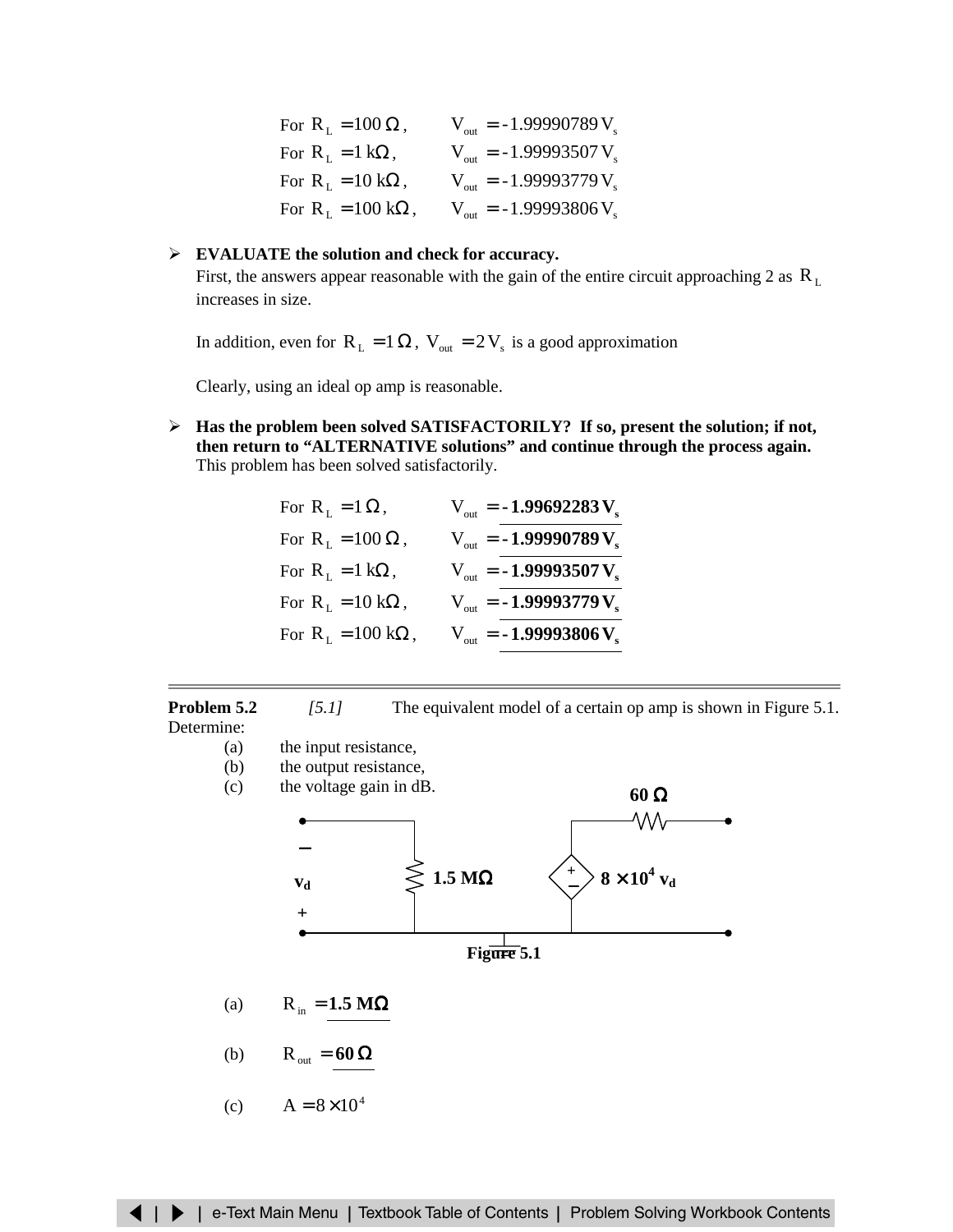For $R_L = 100\ \Omega$, $V_{out} = -1.99990789\,V_s$
For $R_L = 1\ k\Omega$, $V_{out} = -1.99993507\,V_s$
For $R_L = 10\ k\Omega$, $V_{out} = -1.99993779\,V_s$
For $R_L = 100\ k\Omega$, $V_{out} = -1.99993806\,V_s$

- **EVALUATE the solution and check for accuracy.**
  First, the answers appear reasonable with the gain of the entire circuit approaching 2 as $R_L$ increases in size.

  In addition, even for $R_L = 1\ \Omega$, $V_{out} = 2\,V_s$ is a good approximation

  Clearly, using an ideal op amp is reasonable.

- **Has the problem been solved SATISFACTORILY? If so, present the solution; if not, then return to "ALTERNATIVE solutions" and continue through the process again.**
  This problem has been solved satisfactorily.

For $R_L = 1\ \Omega$, $V_{out} = \mathbf{-1.99692283\,V_s}$
For $R_L = 100\ \Omega$, $V_{out} = \mathbf{-1.99990789\,V_s}$
For $R_L = 1\ k\Omega$, $V_{out} = \mathbf{-1.99993507\,V_s}$
For $R_L = 10\ k\Omega$, $V_{out} = \mathbf{-1.99993779\,V_s}$
For $R_L = 100\ k\Omega$, $V_{out} = \mathbf{-1.99993806\,V_s}$

---

**Problem 5.2** *[5.1]* The equivalent model of a certain op amp is shown in Figure 5.1. Determine:

(a) the input resistance,
(b) the output resistance,
(c) the voltage gain in dB.

Figure 5.1

(a) $R_{in} = \mathbf{1.5\ M\Omega}$

(b) $R_{out} = \mathbf{60\ \Omega}$

(c) $A = 8 \times 10^4$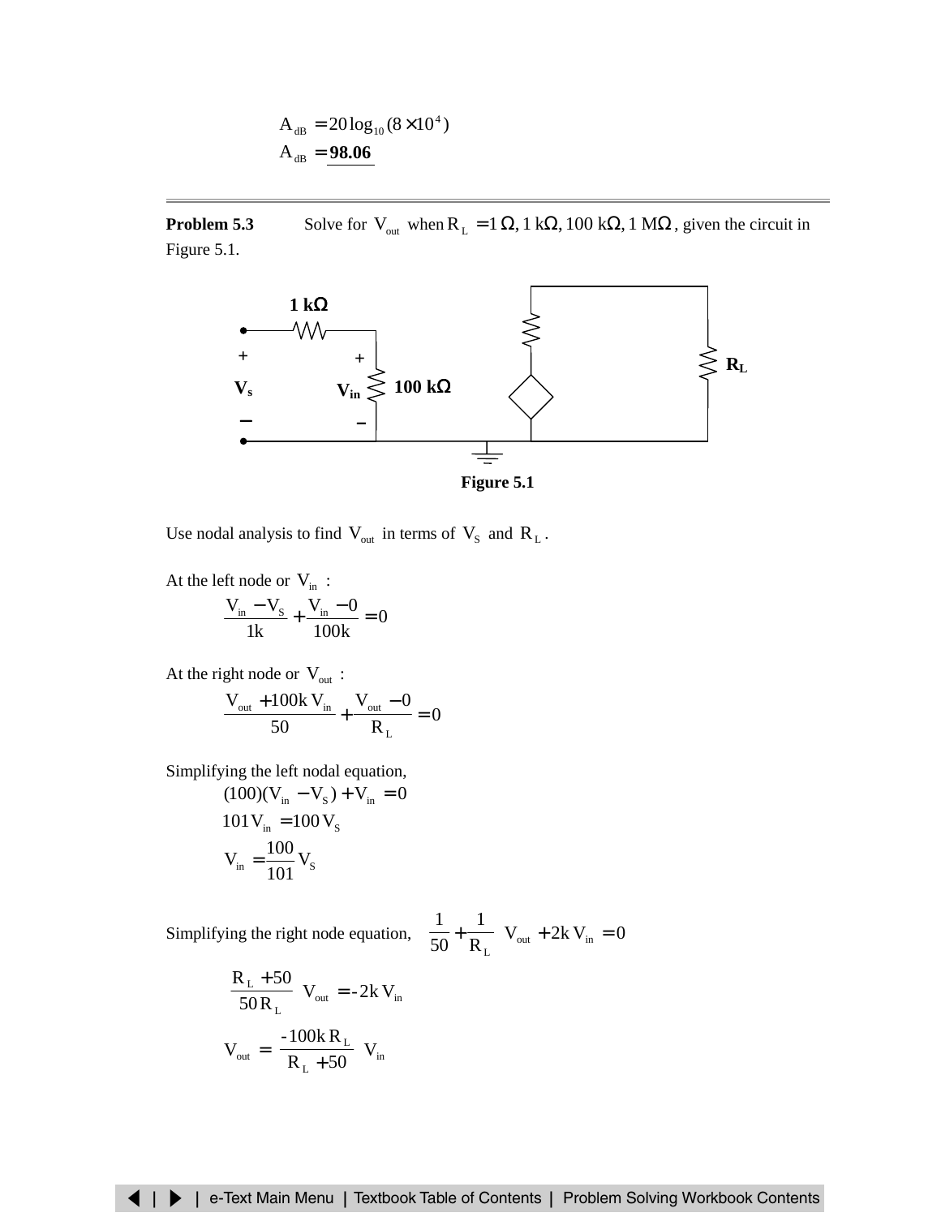$$A_{dB} = 20\log_{10}(8 \times 10^4)$$
$$A_{dB} = \mathbf{98.06}$$

---

**Problem 5.3** Solve for $V_{out}$ when $R_L = 1\,\Omega, 1\,k\Omega, 100\,k\Omega, 1\,M\Omega$, given the circuit in Figure 5.1.

**Figure 5.1**

Use nodal analysis to find $V_{out}$ in terms of $V_S$ and $R_L$.

At the left node or $V_{in}$ :

$$\frac{V_{in} - V_S}{1k} + \frac{V_{in} - 0}{100k} = 0$$

At the right node or $V_{out}$ :

$$\frac{V_{out} + 100k\,V_{in}}{50} + \frac{V_{out} - 0}{R_L} = 0$$

Simplifying the left nodal equation,

$$(100)(V_{in} - V_S) + V_{in} = 0$$
$$101V_{in} = 100V_S$$
$$V_{in} = \frac{100}{101}V_S$$

Simplifying the right node equation, $\left(\frac{1}{50} + \frac{1}{R_L}\right)V_{out} + 2k\,V_{in} = 0$

$$\left(\frac{R_L + 50}{50R_L}\right)V_{out} = -2k\,V_{in}$$

$$V_{out} = \left(\frac{-100k\,R_L}{R_L + 50}\right)V_{in}$$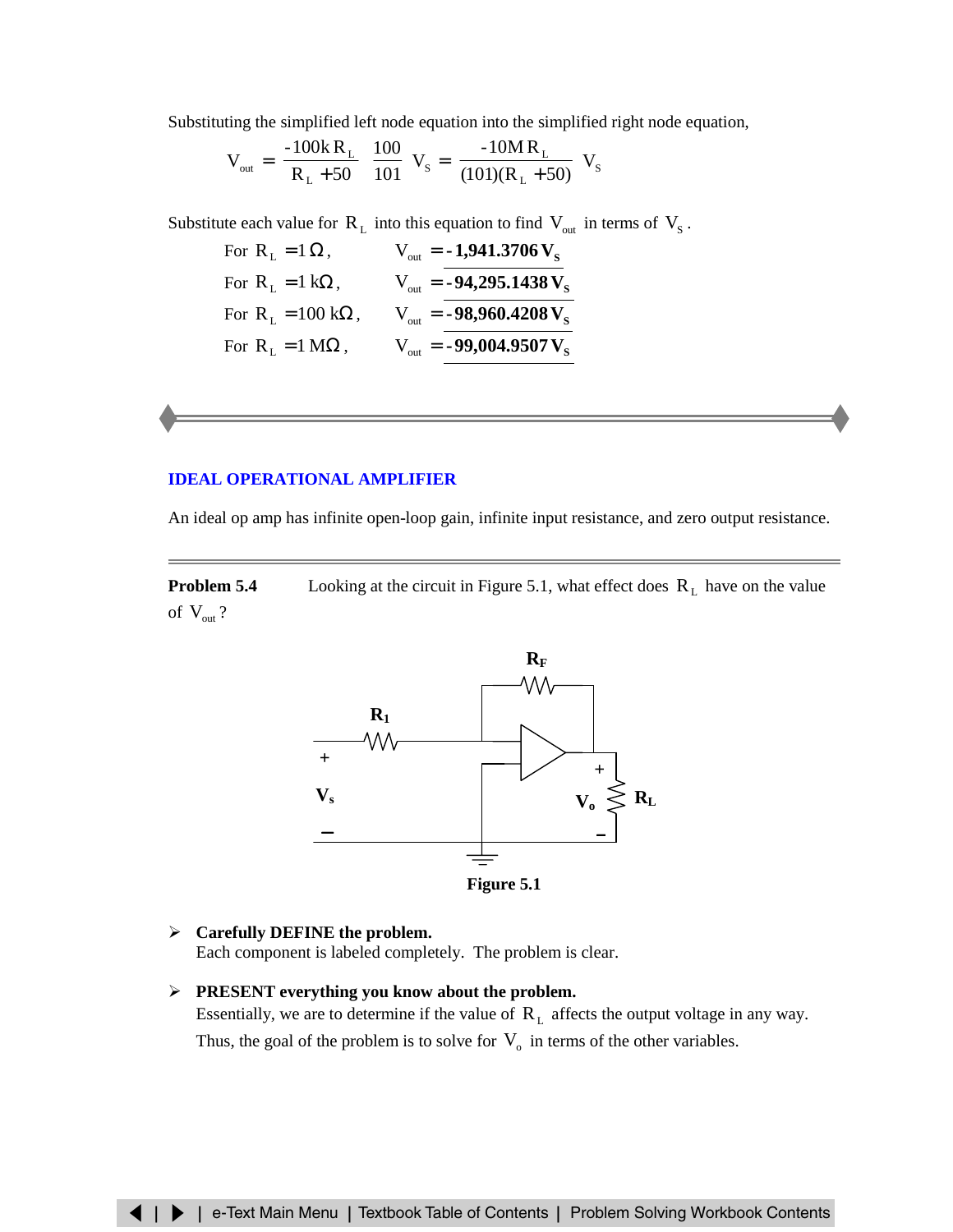Substituting the simplified left node equation into the simplified right node equation,

$$V_{out} = \frac{-100k\,R_L}{R_L + 50}\;\frac{100}{101}\;V_S = \frac{-10M\,R_L}{(101)(R_L + 50)}\;V_S$$

Substitute each value for $R_L$ into this equation to find $V_{out}$ in terms of $V_S$.

For $R_L = 1\,\Omega$, $\quad V_{out} = \mathbf{-1{,}941.3706\,V_S}$

For $R_L = 1\text{ k}\Omega$, $\quad V_{out} = \mathbf{-94{,}295.1438\,V_S}$

For $R_L = 100\text{ k}\Omega$, $\quad V_{out} = \mathbf{-98{,}960.4208\,V_S}$

For $R_L = 1\text{ M}\Omega$, $\quad V_{out} = \mathbf{-99{,}004.9507\,V_S}$

---

## IDEAL OPERATIONAL AMPLIFIER

An ideal op amp has infinite open-loop gain, infinite input resistance, and zero output resistance.

---

**Problem 5.4** Looking at the circuit in Figure 5.1, what effect does $R_L$ have on the value of $V_{out}$?

**Figure 5.1**

- **Carefully DEFINE the problem.**
  Each component is labeled completely. The problem is clear.

- **PRESENT everything you know about the problem.**
  Essentially, we are to determine if the value of $R_L$ affects the output voltage in any way. Thus, the goal of the problem is to solve for $V_o$ in terms of the other variables.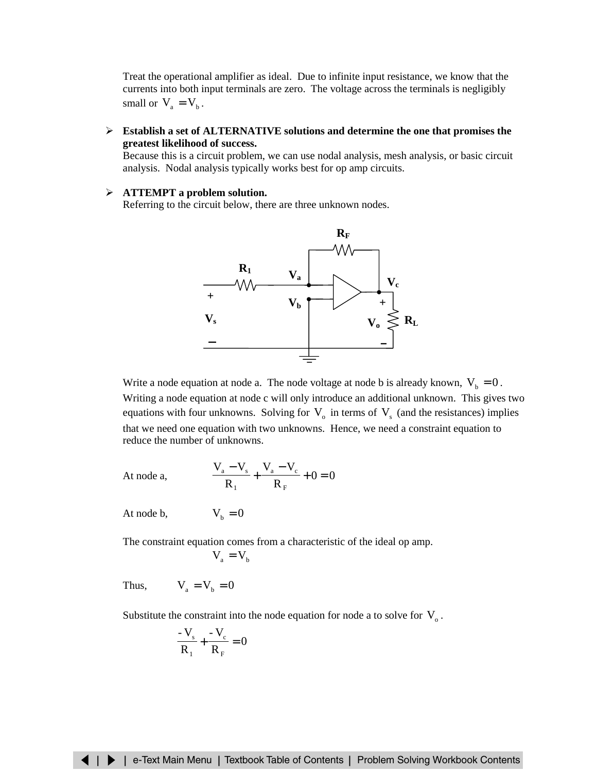Treat the operational amplifier as ideal. Due to infinite input resistance, we know that the currents into both input terminals are zero. The voltage across the terminals is negligibly small or $V_a = V_b$.

- **Establish a set of ALTERNATIVE solutions and determine the one that promises the greatest likelihood of success.**
  Because this is a circuit problem, we can use nodal analysis, mesh analysis, or basic circuit analysis. Nodal analysis typically works best for op amp circuits.

- **ATTEMPT a problem solution.**
  Referring to the circuit below, there are three unknown nodes.

Write a node equation at node a. The node voltage at node b is already known, $V_b = 0$. Writing a node equation at node c will only introduce an additional unknown. This gives two equations with four unknowns. Solving for $V_o$ in terms of $V_s$ (and the resistances) implies that we need one equation with two unknowns. Hence, we need a constraint equation to reduce the number of unknowns.

At node a,

$$\frac{V_a - V_s}{R_1} + \frac{V_a - V_c}{R_F} + 0 = 0$$

At node b,

$$V_b = 0$$

The constraint equation comes from a characteristic of the ideal op amp.

$$V_a = V_b$$

Thus,

$$V_a = V_b = 0$$

Substitute the constraint into the node equation for node a to solve for $V_o$.

$$\frac{-V_s}{R_1} + \frac{-V_c}{R_F} = 0$$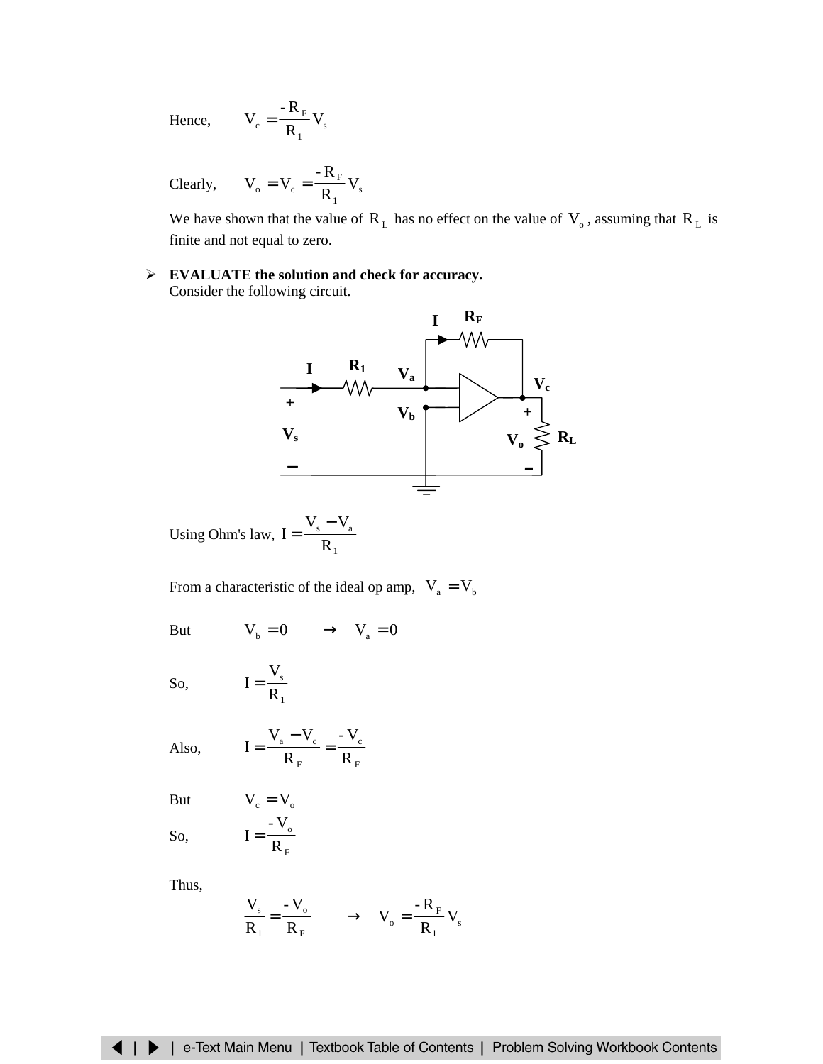Hence, $V_c = \frac{-R_F}{R_1} V_s$

Clearly, $V_o = V_c = \frac{-R_F}{R_1} V_s$

We have shown that the value of $R_L$ has no effect on the value of $V_o$, assuming that $R_L$ is finite and not equal to zero.

- **EVALUATE the solution and check for accuracy.**
  Consider the following circuit.

Using Ohm's law, $I = \frac{V_s - V_a}{R_1}$

From a characteristic of the ideal op amp, $V_a = V_b$

But $V_b = 0 \quad \rightarrow \quad V_a = 0$

So, $I = \frac{V_s}{R_1}$

Also, $I = \frac{V_a - V_c}{R_F} = \frac{-V_c}{R_F}$

But $V_c = V_o$

So, $I = \frac{-V_o}{R_F}$

Thus,

$$\frac{V_s}{R_1} = \frac{-V_o}{R_F} \quad \rightarrow \quad V_o = \frac{-R_F}{R_1} V_s$$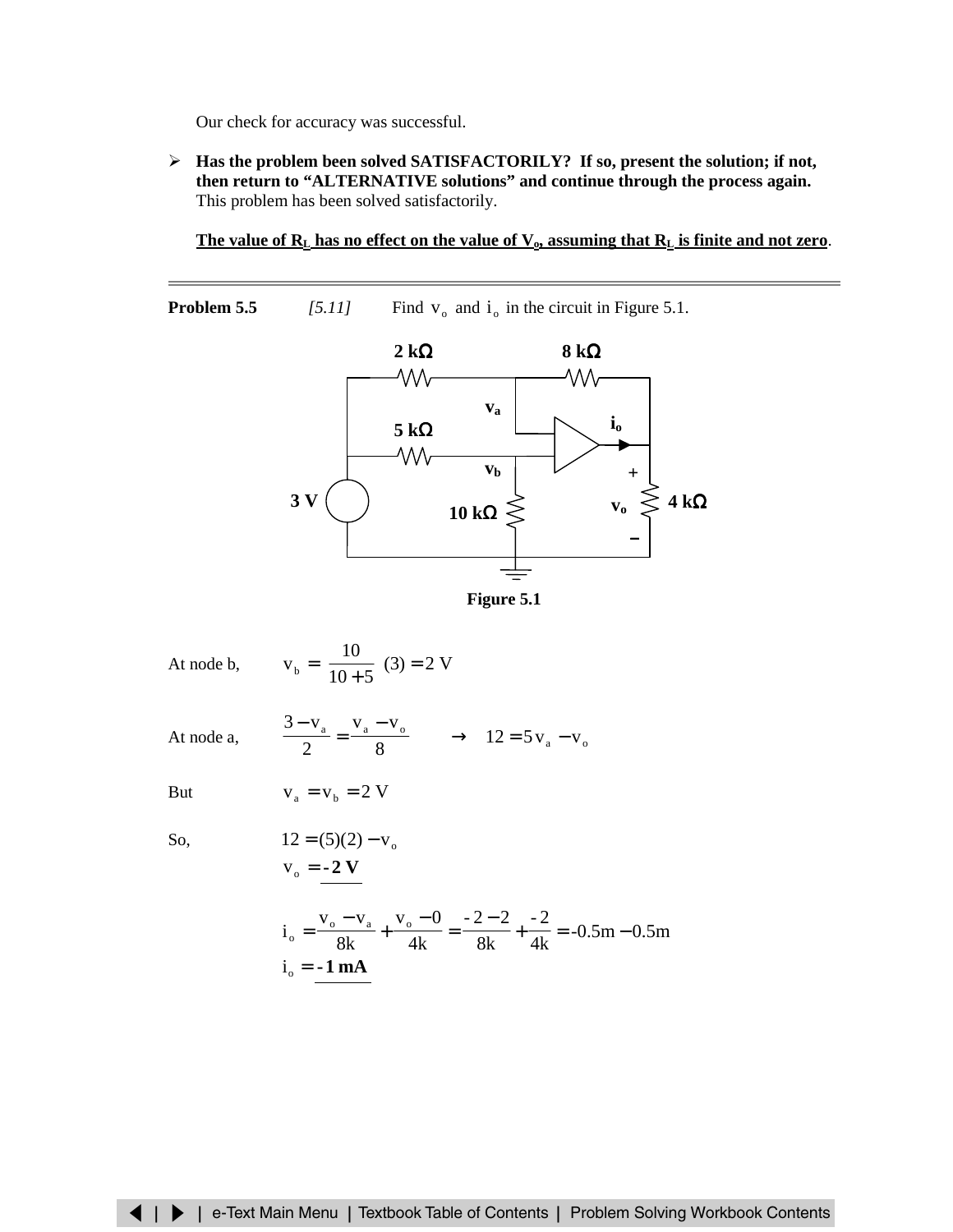Our check for accuracy was successful.

- **Has the problem been solved SATISFACTORILY? If so, present the solution; if not, then return to "ALTERNATIVE solutions" and continue through the process again.** This problem has been solved satisfactorily.

  **The value of $R_L$ has no effect on the value of $V_o$, assuming that $R_L$ is finite and not zero.**

---

**Problem 5.5** *[5.11]* Find $v_o$ and $i_o$ in the circuit in Figure 5.1.

Figure 5.1

At node b, $$v_b = \frac{10}{10+5}\,(3) = 2\text{ V}$$

At node a, $$\frac{3-v_a}{2} = \frac{v_a - v_o}{8} \quad \rightarrow \quad 12 = 5v_a - v_o$$

But $$v_a = v_b = 2\text{ V}$$

So, $$12 = (5)(2) - v_o$$

$$v_o = \mathbf{-2\text{ V}}$$

$$i_o = \frac{v_o - v_a}{8k} + \frac{v_o - 0}{4k} = \frac{-2-2}{8k} + \frac{-2}{4k} = -0.5\text{m} - 0.5\text{m}$$

$$i_o = \mathbf{-1\text{ mA}}$$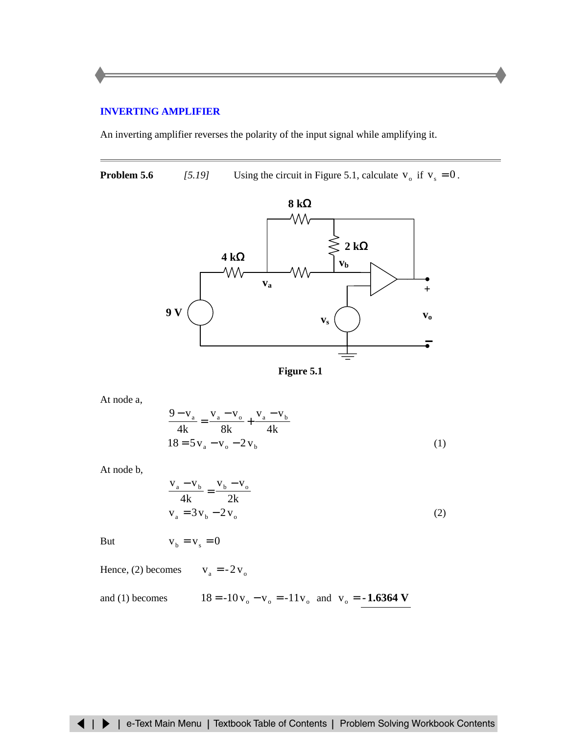## INVERTING AMPLIFIER

An inverting amplifier reverses the polarity of the input signal while amplifying it.

---

**Problem 5.6** *[5.19]* Using the circuit in Figure 5.1, calculate $v_o$ if $v_s = 0$.

**Figure 5.1**

At node a,

$$\frac{9 - v_a}{4k} = \frac{v_a - v_o}{8k} + \frac{v_a - v_b}{4k}$$

$$18 = 5v_a - v_o - 2v_b \qquad (1)$$

At node b,

$$\frac{v_a - v_b}{4k} = \frac{v_b - v_o}{2k}$$

$$v_a = 3v_b - 2v_o \qquad (2)$$

But $v_b = v_s = 0$

Hence, (2) becomes $v_a = -2v_o$

and (1) becomes $18 = -10v_o - v_o = -11v_o$ and $v_o = \mathbf{-1.6364\ V}$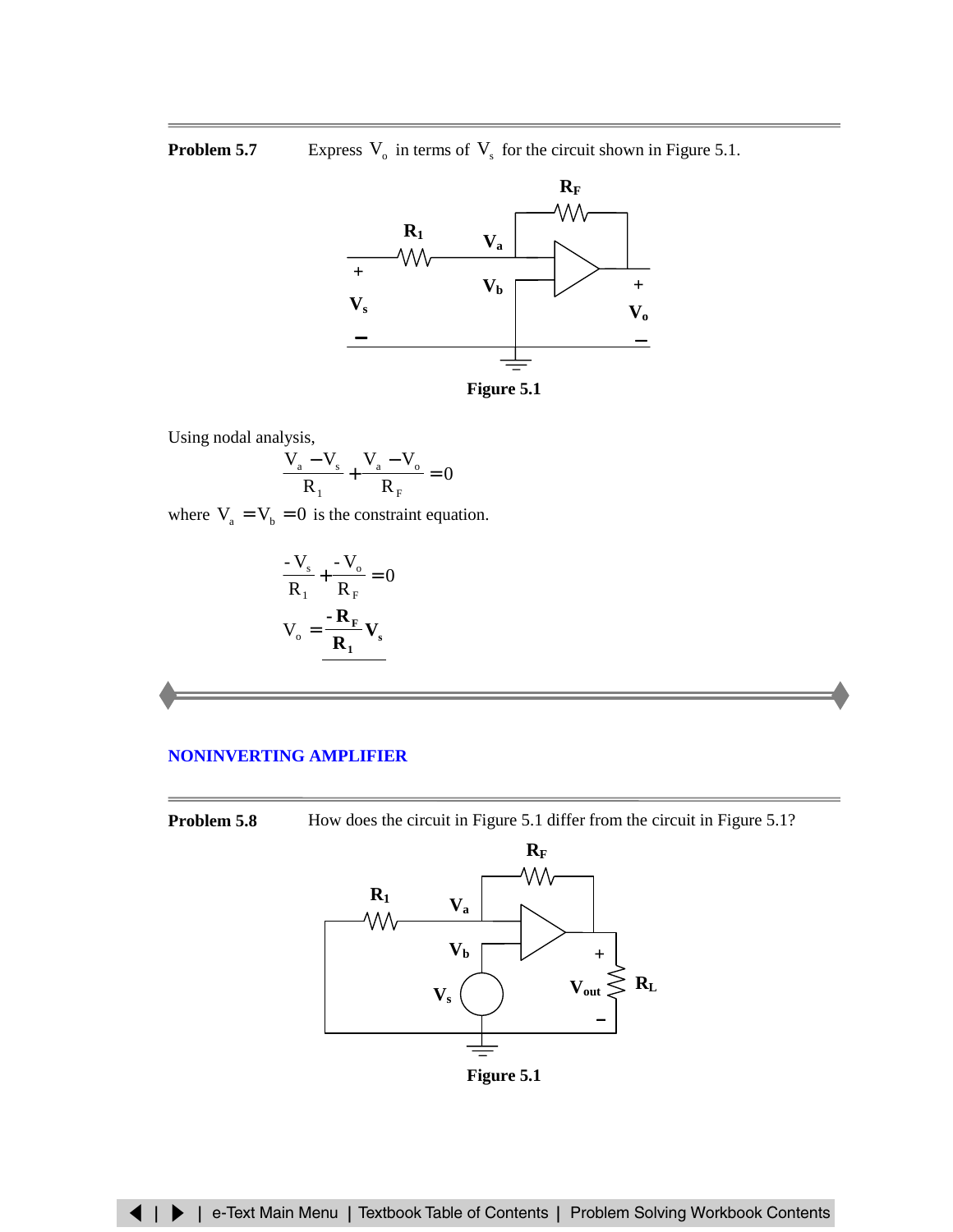**Problem 5.7** Express $V_o$ in terms of $V_s$ for the circuit shown in Figure 5.1.

Figure 5.1

Using nodal analysis,

$$\frac{V_a - V_s}{R_1} + \frac{V_a - V_o}{R_F} = 0$$

where $V_a = V_b = 0$ is the constraint equation.

$$\frac{-V_s}{R_1} + \frac{-V_o}{R_F} = 0$$

$$V_o = \frac{-\mathbf{R_F}}{\mathbf{R_1}}\mathbf{V_s}$$

## NONINVERTING AMPLIFIER

**Problem 5.8** How does the circuit in Figure 5.1 differ from the circuit in Figure 5.1?

Figure 5.1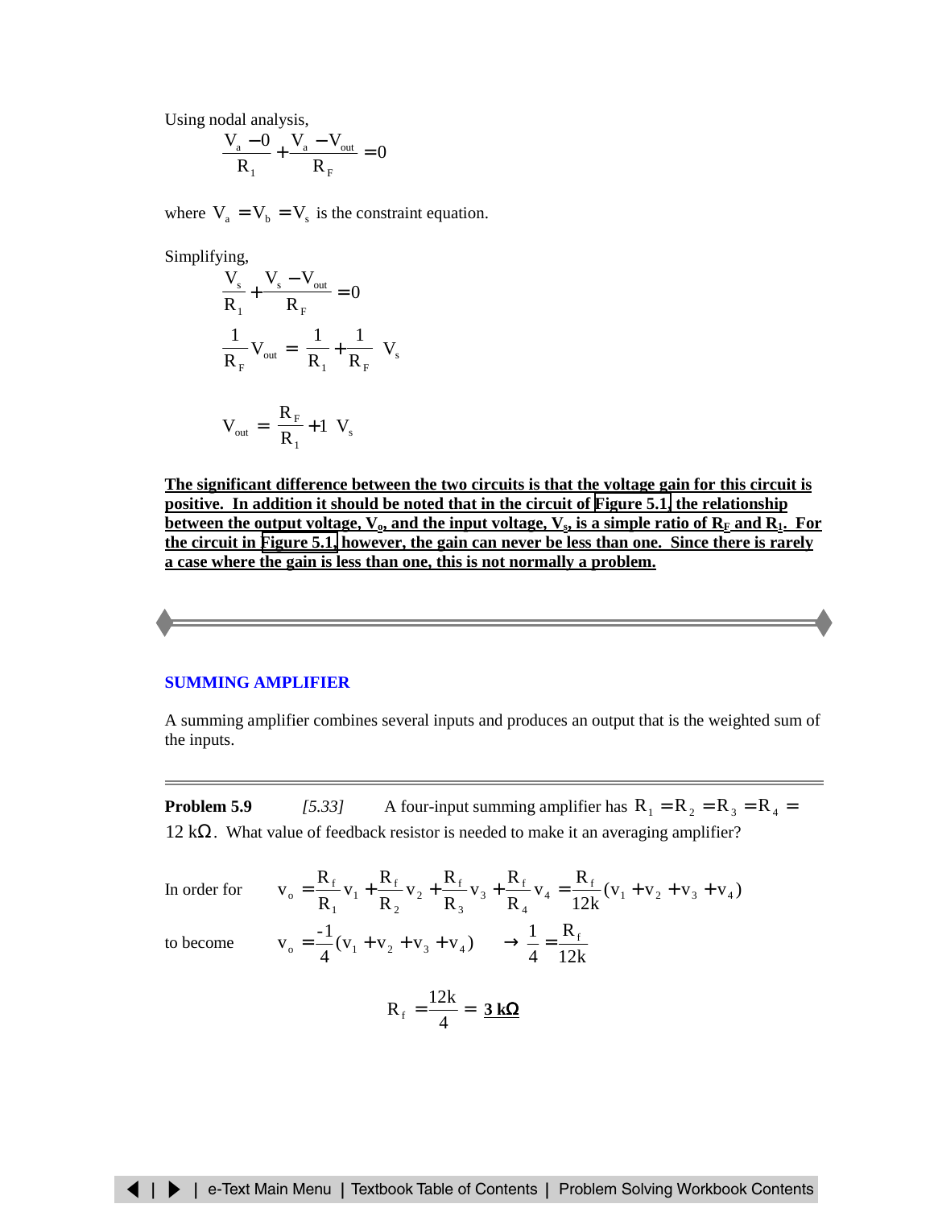Using nodal analysis,

$$\frac{V_a - 0}{R_1} + \frac{V_a - V_{out}}{R_F} = 0$$

where $V_a = V_b = V_s$ is the constraint equation.

Simplifying,

$$\frac{V_s}{R_1} + \frac{V_s - V_{out}}{R_F} = 0$$

$$\frac{1}{R_F} V_{out} = \left( \frac{1}{R_1} + \frac{1}{R_F} \right) V_s$$

$$V_{out} = \left( \frac{R_F}{R_1} + 1 \right) V_s$$

**The significant difference between the two circuits is that the voltage gain for this circuit is positive. In addition it should be noted that in the circuit of Figure 5.1, the relationship between the output voltage, $V_o$, and the input voltage, $V_s$, is a simple ratio of $R_F$ and $R_1$. For the circuit in Figure 5.1, however, the gain can never be less than one. Since there is rarely a case where the gain is less than one, this is not normally a problem.**

---

## SUMMING AMPLIFIER

A summing amplifier combines several inputs and produces an output that is the weighted sum of the inputs.

---

**Problem 5.9** *[5.33]* A four-input summing amplifier has $R_1 = R_2 = R_3 = R_4 =$ 12 k$\Omega$. What value of feedback resistor is needed to make it an averaging amplifier?

In order for $\quad v_o = \frac{R_f}{R_1} v_1 + \frac{R_f}{R_2} v_2 + \frac{R_f}{R_3} v_3 + \frac{R_f}{R_4} v_4 = \frac{R_f}{12k}(v_1 + v_2 + v_3 + v_4)$

to become $\quad v_o = \frac{-1}{4}(v_1 + v_2 + v_3 + v_4) \quad \rightarrow \frac{1}{4} = \frac{R_f}{12k}$

$$R_f = \frac{12k}{4} = \mathbf{3\ k\Omega}$$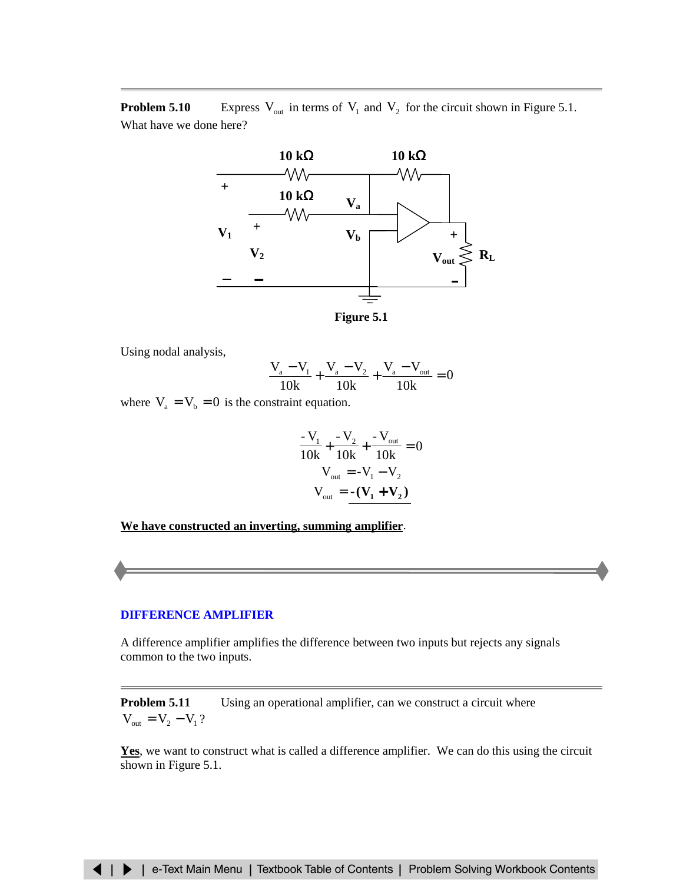**Problem 5.10** Express $V_{out}$ in terms of $V_1$ and $V_2$ for the circuit shown in Figure 5.1. What have we done here?

**Figure 5.1**

Using nodal analysis,

$$\frac{V_a - V_1}{10k} + \frac{V_a - V_2}{10k} + \frac{V_a - V_{out}}{10k} = 0$$

where $V_a = V_b = 0$ is the constraint equation.

$$\frac{-V_1}{10k} + \frac{-V_2}{10k} + \frac{-V_{out}}{10k} = 0$$

$$V_{out} = -V_1 - V_2$$

$$V_{out} = \underline{\mathbf{-(V_1 + V_2)}}$$

**<u>We have constructed an inverting, summing amplifier</u>**.

## DIFFERENCE AMPLIFIER

A difference amplifier amplifies the difference between two inputs but rejects any signals common to the two inputs.

**Problem 5.11** Using an operational amplifier, can we construct a circuit where $V_{out} = V_2 - V_1$?

**<u>Yes</u>**, we want to construct what is called a difference amplifier. We can do this using the circuit shown in Figure 5.1.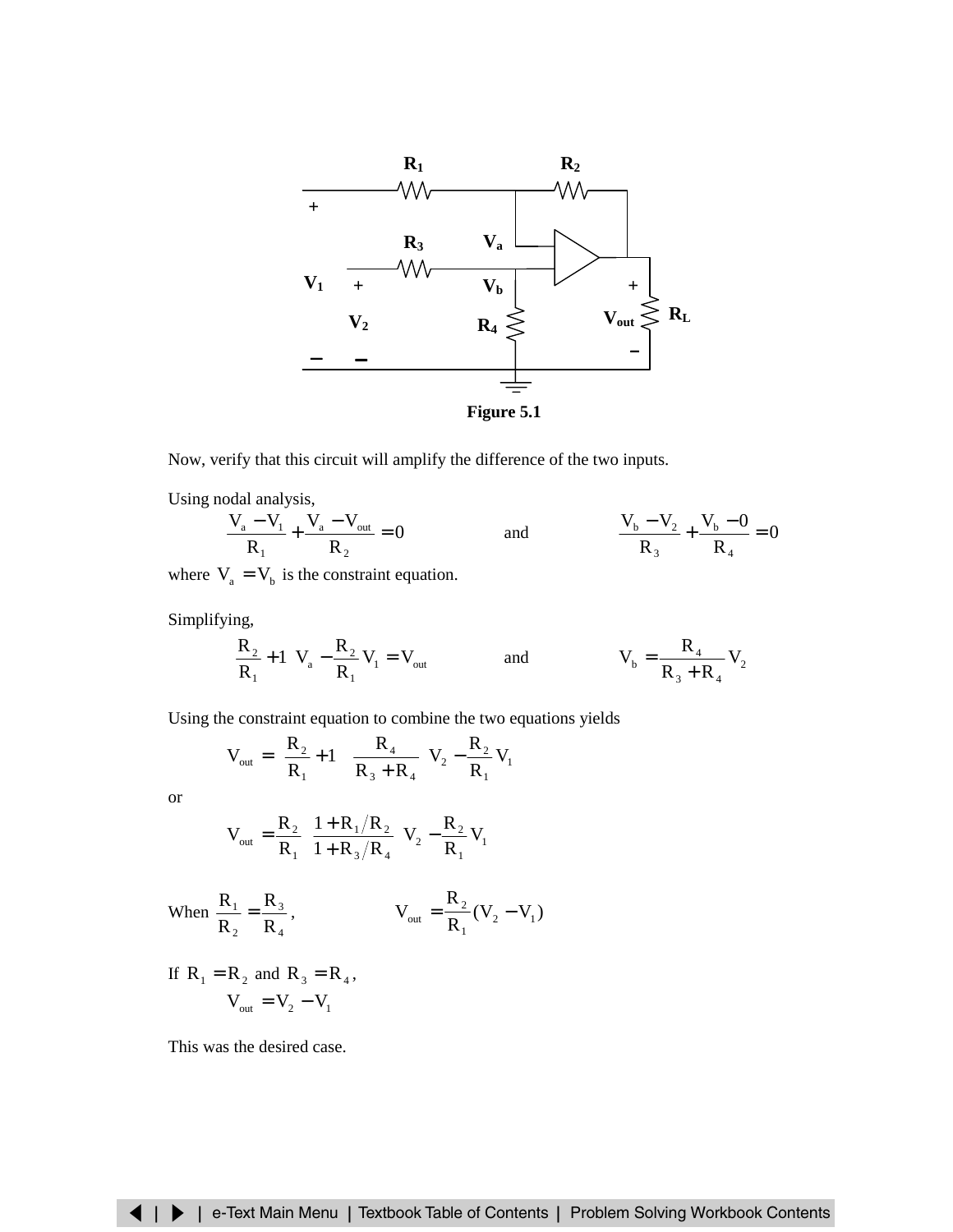Figure 5.1

Now, verify that this circuit will amplify the difference of the two inputs.

Using nodal analysis,

$$\frac{V_a - V_1}{R_1} + \frac{V_a - V_{out}}{R_2} = 0 \qquad \text{and} \qquad \frac{V_b - V_2}{R_3} + \frac{V_b - 0}{R_4} = 0$$

where $V_a = V_b$ is the constraint equation.

Simplifying,

$$\left(\frac{R_2}{R_1} + 1\right) V_a - \frac{R_2}{R_1} V_1 = V_{out} \qquad \text{and} \qquad V_b = \frac{R_4}{R_3 + R_4} V_2$$

Using the constraint equation to combine the two equations yields

$$V_{out} = \left(\frac{R_2}{R_1} + 1\right)\left(\frac{R_4}{R_3 + R_4}\right) V_2 - \frac{R_2}{R_1} V_1$$

or

$$V_{out} = \frac{R_2}{R_1}\left(\frac{1 + R_1/R_2}{1 + R_3/R_4}\right) V_2 - \frac{R_2}{R_1} V_1$$

When $\dfrac{R_1}{R_2} = \dfrac{R_3}{R_4}$, $\qquad V_{out} = \dfrac{R_2}{R_1}(V_2 - V_1)$

If $R_1 = R_2$ and $R_3 = R_4$,

$$V_{out} = V_2 - V_1$$

This was the desired case.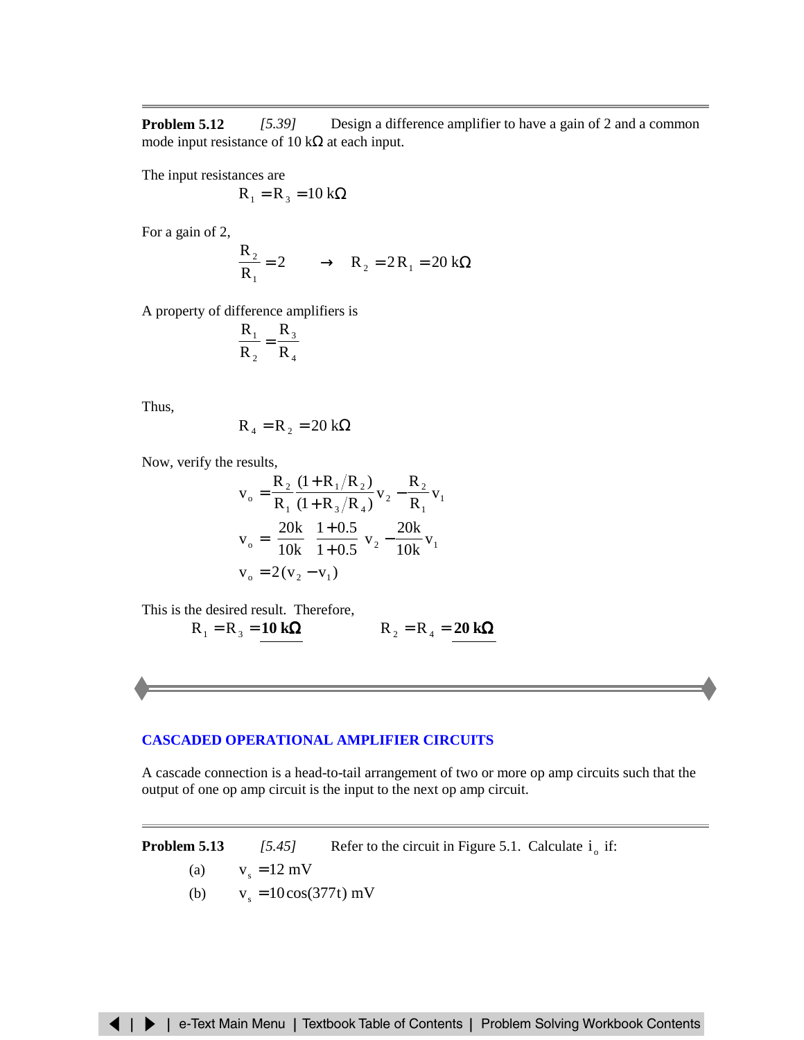**Problem 5.12** *[5.39]* Design a difference amplifier to have a gain of 2 and a common mode input resistance of 10 kΩ at each input.

The input resistances are

$$R_1 = R_3 = 10\text{ k}\Omega$$

For a gain of 2,

$$\frac{R_2}{R_1} = 2 \qquad \rightarrow \qquad R_2 = 2R_1 = 20\text{ k}\Omega$$

A property of difference amplifiers is

$$\frac{R_1}{R_2} = \frac{R_3}{R_4}$$

Thus,

$$R_4 = R_2 = 20\text{ k}\Omega$$

Now, verify the results,

$$v_o = \frac{R_2}{R_1}\frac{(1 + R_1/R_2)}{(1 + R_3/R_4)}v_2 - \frac{R_2}{R_1}v_1$$

$$v_o = \frac{20\text{k}}{10\text{k}}\frac{1 + 0.5}{1 + 0.5}v_2 - \frac{20\text{k}}{10\text{k}}v_1$$

$$v_o = 2(v_2 - v_1)$$

This is the desired result. Therefore,

$$R_1 = R_3 = \underline{\mathbf{10\text{ k}\Omega}} \qquad\qquad R_2 = R_4 = \underline{\mathbf{20\text{ k}\Omega}}$$

## CASCADED OPERATIONAL AMPLIFIER CIRCUITS

A cascade connection is a head-to-tail arrangement of two or more op amp circuits such that the output of one op amp circuit is the input to the next op amp circuit.

**Problem 5.13** *[5.45]* Refer to the circuit in Figure 5.1. Calculate $i_o$ if:

(a) $v_s = 12\text{ mV}$

(b) $v_s = 10\cos(377t)\text{ mV}$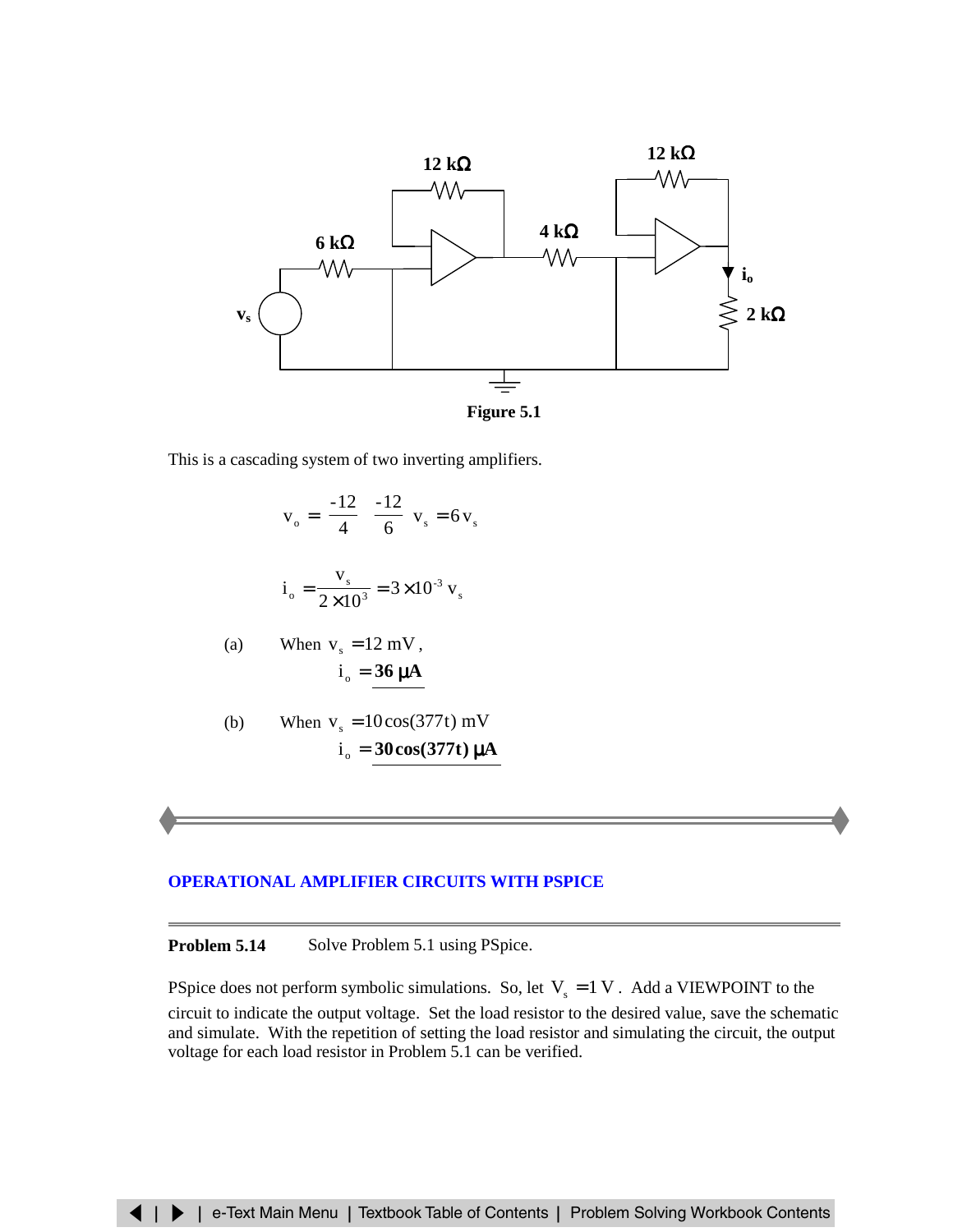Figure 5.1

This is a cascading system of two inverting amplifiers.

$$v_o = \left(\frac{-12}{4}\right)\left(\frac{-12}{6}\right) v_s = 6\, v_s$$

$$i_o = \frac{v_s}{2 \times 10^3} = 3 \times 10^{-3}\, v_s$$

(a) When $v_s = 12 \text{ mV}$,

$$i_o = \mathbf{36\ \mu A}$$

(b) When $v_s = 10\cos(377t) \text{ mV}$

$$i_o = \mathbf{30\cos(377t)\ \mu A}$$

---

## OPERATIONAL AMPLIFIER CIRCUITS WITH PSPICE

---

**Problem 5.14** Solve Problem 5.1 using PSpice.

PSpice does not perform symbolic simulations. So, let $V_s = 1 \text{ V}$. Add a VIEWPOINT to the circuit to indicate the output voltage. Set the load resistor to the desired value, save the schematic and simulate. With the repetition of setting the load resistor and simulating the circuit, the output voltage for each load resistor in Problem 5.1 can be verified.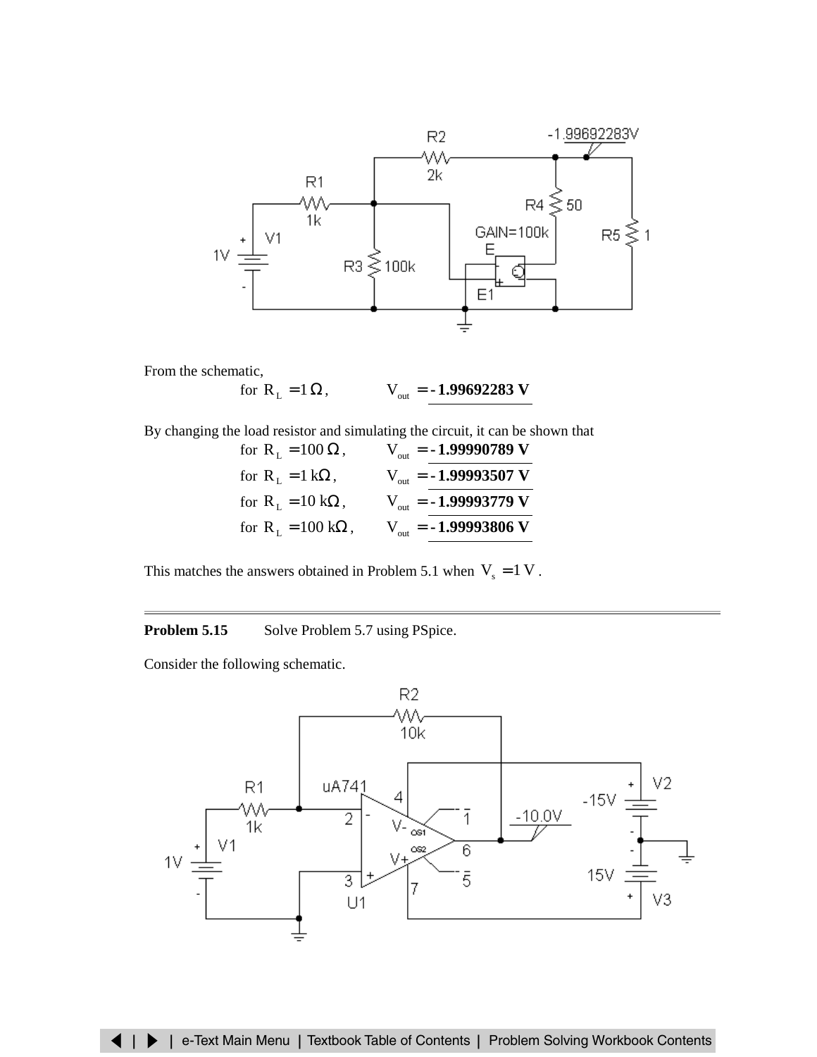From the schematic,

$$\text{for } R_L = 1\,\Omega, \qquad V_{out} = \mathbf{-1.99692283\ V}$$

By changing the load resistor and simulating the circuit, it can be shown that

$$\text{for } R_L = 100\,\Omega, \qquad V_{out} = \mathbf{-1.99990789\ V}$$

$$\text{for } R_L = 1\text{ k}\Omega, \qquad V_{out} = \mathbf{-1.99993507\ V}$$

$$\text{for } R_L = 10\text{ k}\Omega, \qquad V_{out} = \mathbf{-1.99993779\ V}$$

$$\text{for } R_L = 100\text{ k}\Omega, \qquad V_{out} = \mathbf{-1.99993806\ V}$$

This matches the answers obtained in Problem 5.1 when $V_s = 1\text{ V}$.

---

**Problem 5.15** Solve Problem 5.7 using PSpice.

Consider the following schematic.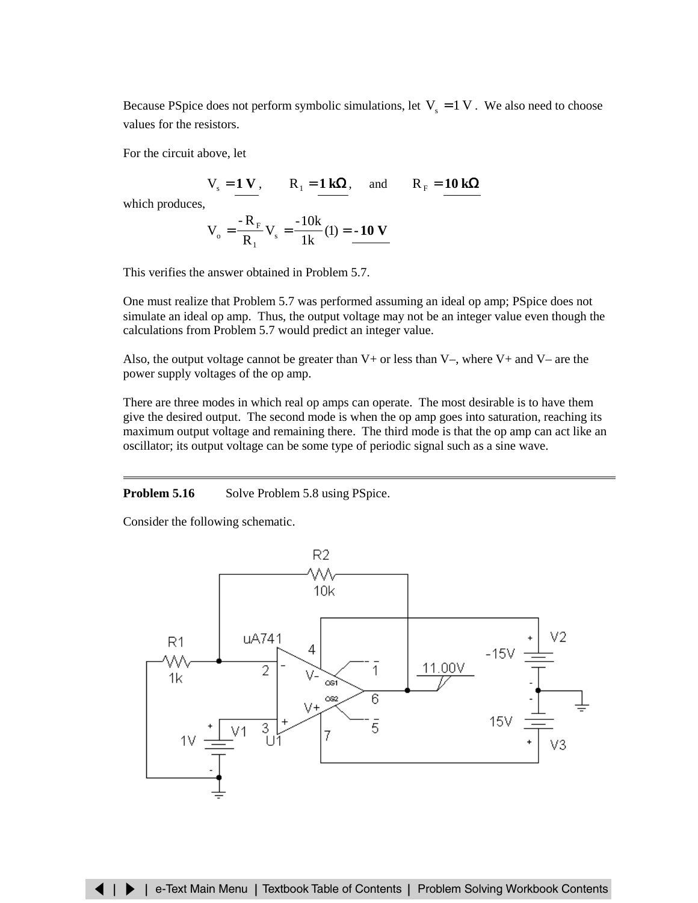Because PSpice does not perform symbolic simulations, let $V_s = 1\text{ V}$. We also need to choose values for the resistors.

For the circuit above, let

$$V_s = \underline{\mathbf{1\ V}}, \qquad R_1 = \underline{\mathbf{1\ k\Omega}}, \quad \text{and} \quad R_F = \underline{\mathbf{10\ k\Omega}}$$

which produces,

$$V_o = \frac{-R_F}{R_1} V_s = \frac{-10\text{k}}{1\text{k}}(1) = \underline{\mathbf{-10\ V}}$$

This verifies the answer obtained in Problem 5.7.

One must realize that Problem 5.7 was performed assuming an ideal op amp; PSpice does not simulate an ideal op amp. Thus, the output voltage may not be an integer value even though the calculations from Problem 5.7 would predict an integer value.

Also, the output voltage cannot be greater than V+ or less than V–, where V+ and V– are the power supply voltages of the op amp.

There are three modes in which real op amps can operate. The most desirable is to have them give the desired output. The second mode is when the op amp goes into saturation, reaching its maximum output voltage and remaining there. The third mode is that the op amp can act like an oscillator; its output voltage can be some type of periodic signal such as a sine wave.

---

**Problem 5.16** Solve Problem 5.8 using PSpice.

Consider the following schematic.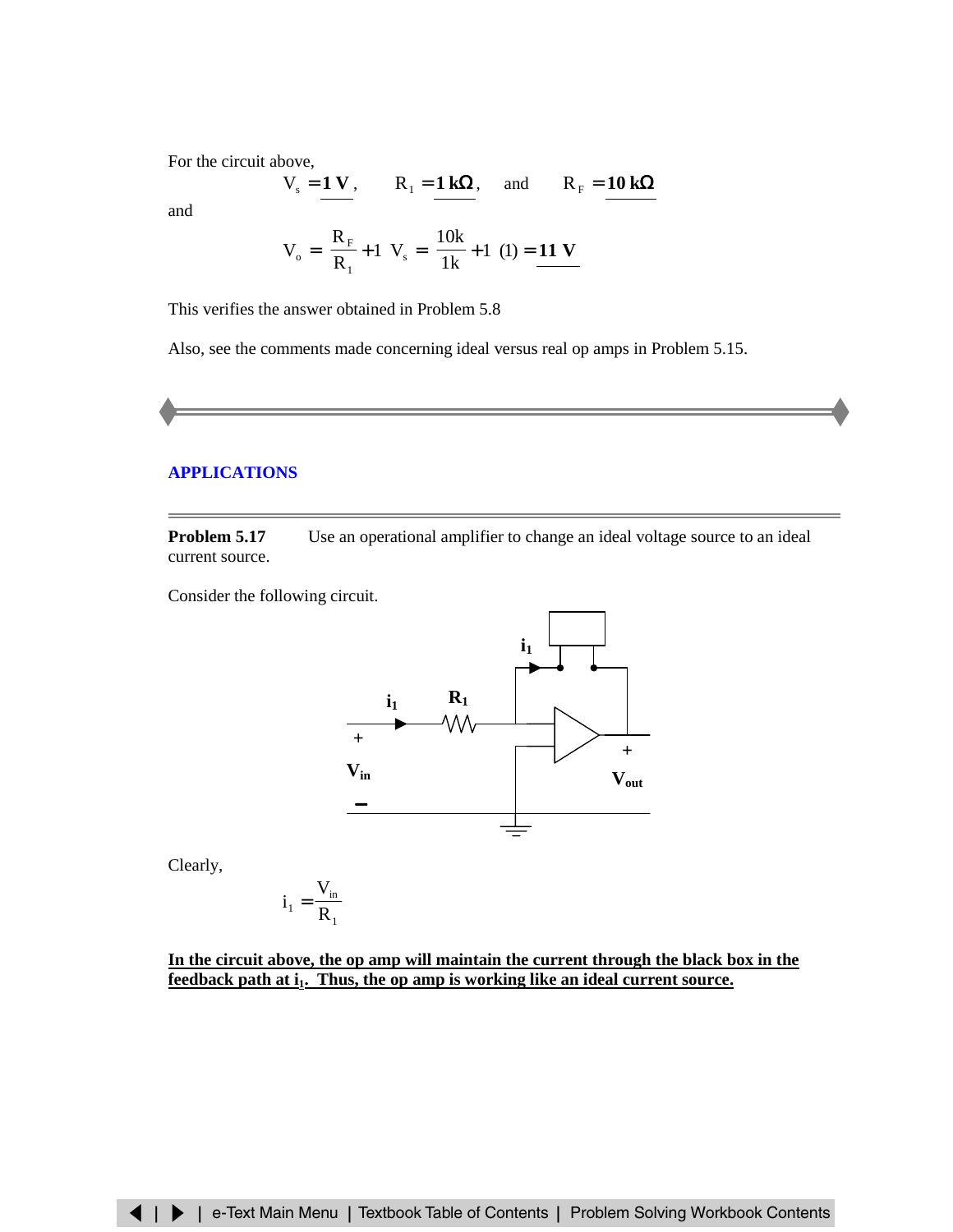For the circuit above,

$$V_s = \underline{\mathbf{1\ V}}, \quad R_1 = \underline{\mathbf{1\ k\Omega}}, \quad \text{and} \quad R_F = \underline{\mathbf{10\ k\Omega}}$$

and

$$V_o = \left(\frac{R_F}{R_1} + 1\right) V_s = \left(\frac{10k}{1k} + 1\right)(1) = \underline{\mathbf{11\ V}}$$

This verifies the answer obtained in Problem 5.8

Also, see the comments made concerning ideal versus real op amps in Problem 5.15.

---

## APPLICATIONS

---

**Problem 5.17** Use an operational amplifier to change an ideal voltage source to an ideal current source.

Consider the following circuit.

$i_1$

$i_1$ $R_1$

+

$V_{in}$

−

+

$V_{out}$

Clearly,

$$i_1 = \frac{V_{in}}{R_1}$$

**In the circuit above, the op amp will maintain the current through the black box in the feedback path at $i_1$. Thus, the op amp is working like an ideal current source.**